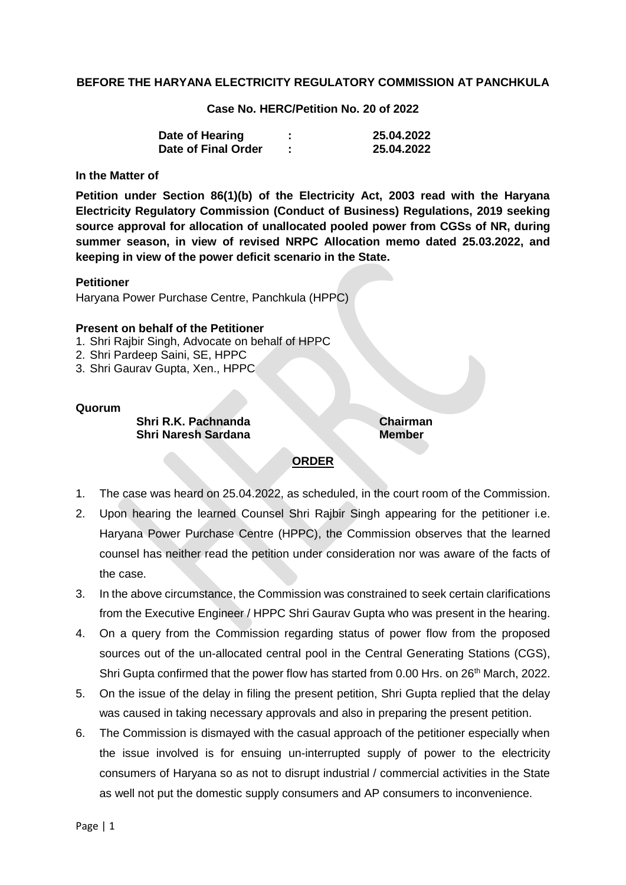**BEFORE THE HARYANA ELECTRICITY REGULATORY COMMISSION AT PANCHKULA**

**Case No. HERC/Petition No. 20 of 2022**

| | | |
|---|---|---|
| **Date of Hearing** | **:** | **25.04.2022** |
| **Date of Final Order** | **:** | **25.04.2022** |

**In the Matter of**

**Petition under Section 86(1)(b) of the Electricity Act, 2003 read with the Haryana Electricity Regulatory Commission (Conduct of Business) Regulations, 2019 seeking source approval for allocation of unallocated pooled power from CGSs of NR, during summer season, in view of revised NRPC Allocation memo dated 25.03.2022, and keeping in view of the power deficit scenario in the State.**

**Petitioner**

Haryana Power Purchase Centre, Panchkula (HPPC)

**Present on behalf of the Petitioner**

1. Shri Rajbir Singh, Advocate on behalf of HPPC
2. Shri Pardeep Saini, SE, HPPC
3. Shri Gaurav Gupta, Xen., HPPC

**Quorum**

**Shri R.K. Pachnanda** — **Chairman**
**Shri Naresh Sardana** — **Member**

**ORDER**

1. The case was heard on 25.04.2022, as scheduled, in the court room of the Commission.
2. Upon hearing the learned Counsel Shri Rajbir Singh appearing for the petitioner i.e. Haryana Power Purchase Centre (HPPC), the Commission observes that the learned counsel has neither read the petition under consideration nor was aware of the facts of the case.
3. In the above circumstance, the Commission was constrained to seek certain clarifications from the Executive Engineer / HPPC Shri Gaurav Gupta who was present in the hearing.
4. On a query from the Commission regarding status of power flow from the proposed sources out of the un-allocated central pool in the Central Generating Stations (CGS), Shri Gupta confirmed that the power flow has started from 0.00 Hrs. on 26th March, 2022.
5. On the issue of the delay in filing the present petition, Shri Gupta replied that the delay was caused in taking necessary approvals and also in preparing the present petition.
6. The Commission is dismayed with the casual approach of the petitioner especially when the issue involved is for ensuing un-interrupted supply of power to the electricity consumers of Haryana so as not to disrupt industrial / commercial activities in the State as well not put the domestic supply consumers and AP consumers to inconvenience.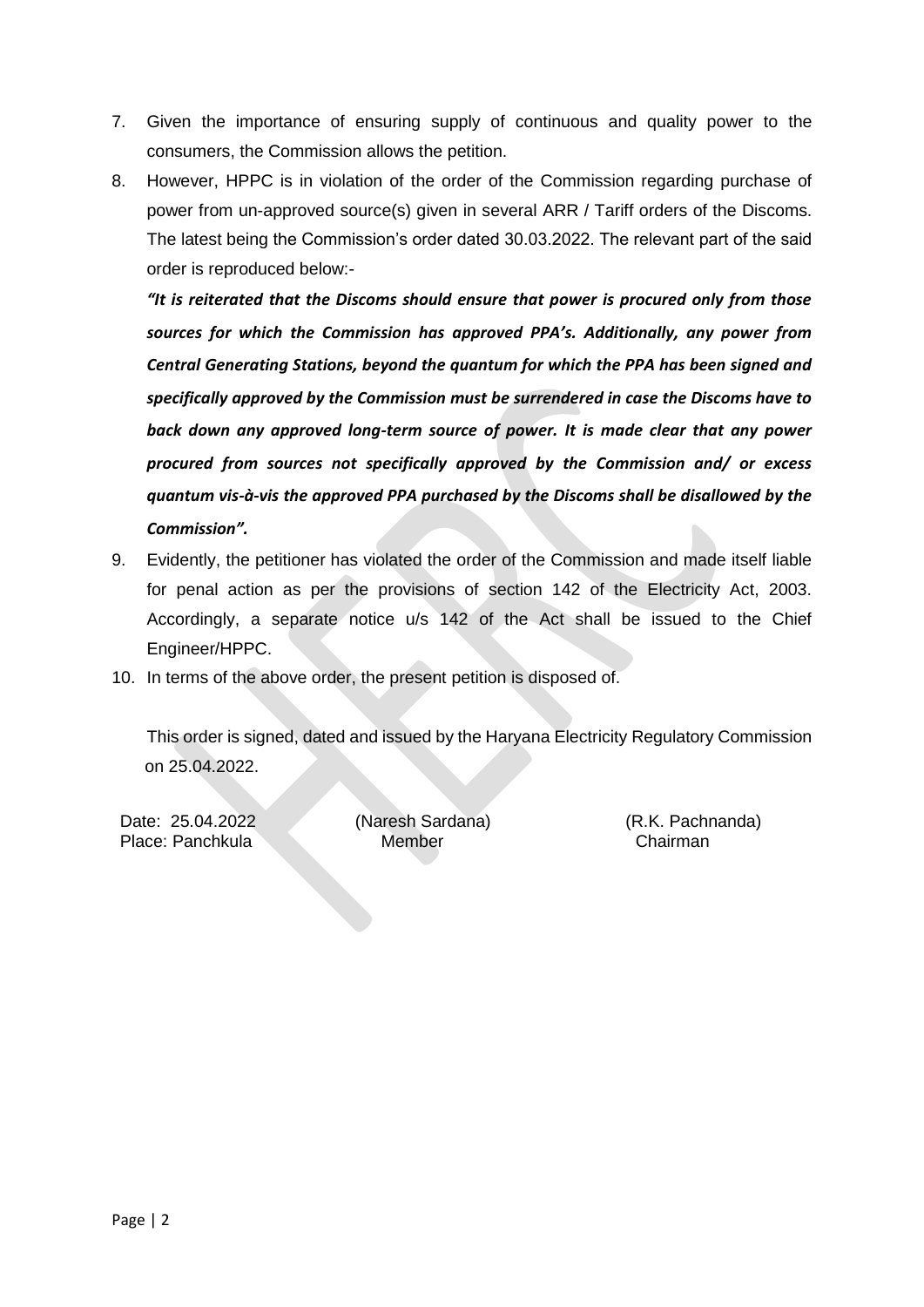7. Given the importance of ensuring supply of continuous and quality power to the consumers, the Commission allows the petition.

8. However, HPPC is in violation of the order of the Commission regarding purchase of power from un-approved source(s) given in several ARR / Tariff orders of the Discoms. The latest being the Commission's order dated 30.03.2022. The relevant part of the said order is reproduced below:-

   ***"It is reiterated that the Discoms should ensure that power is procured only from those sources for which the Commission has approved PPA's. Additionally, any power from Central Generating Stations, beyond the quantum for which the PPA has been signed and specifically approved by the Commission must be surrendered in case the Discoms have to back down any approved long-term source of power. It is made clear that any power procured from sources not specifically approved by the Commission and/ or excess quantum vis-à-vis the approved PPA purchased by the Discoms shall be disallowed by the Commission".***

9. Evidently, the petitioner has violated the order of the Commission and made itself liable for penal action as per the provisions of section 142 of the Electricity Act, 2003. Accordingly, a separate notice u/s 142 of the Act shall be issued to the Chief Engineer/HPPC.

10. In terms of the above order, the present petition is disposed of.

This order is signed, dated and issued by the Haryana Electricity Regulatory Commission on 25.04.2022.

Date: 25.04.2022
Place: Panchkula

(Naresh Sardana)
Member

(R.K. Pachnanda)
Chairman